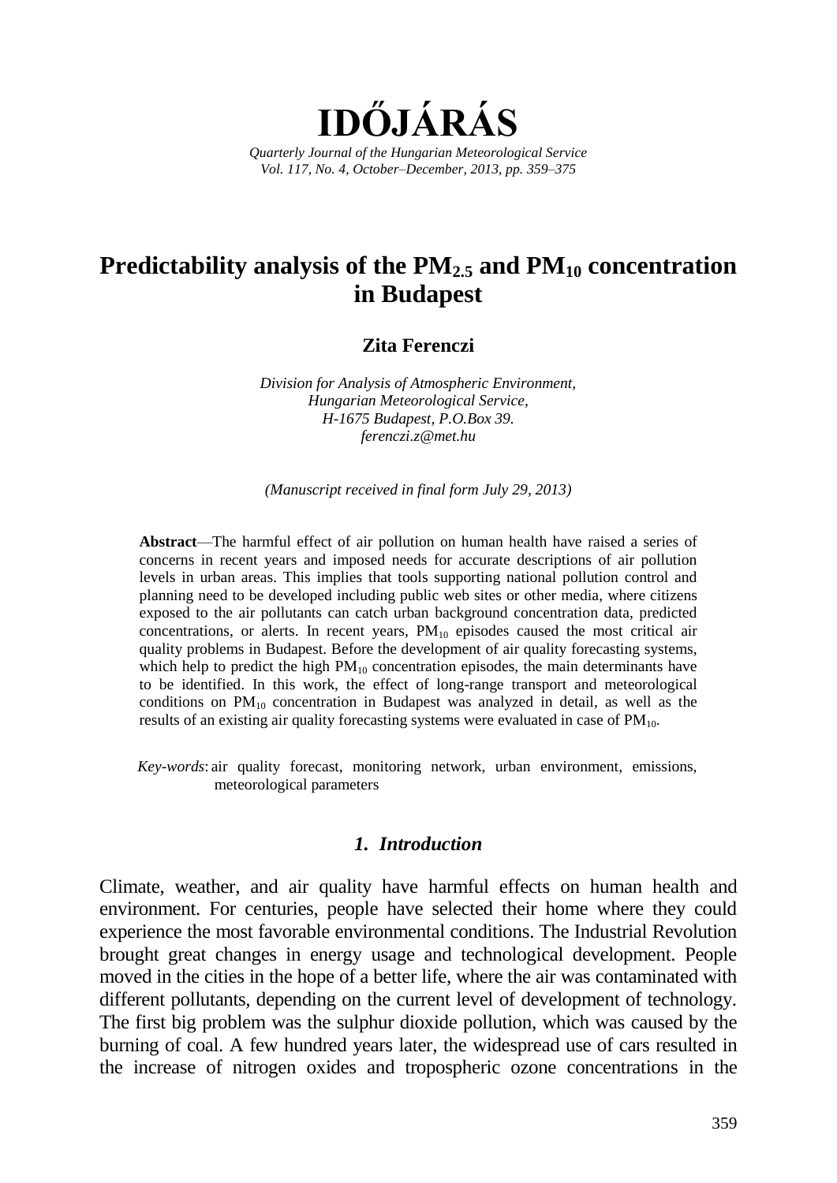# IDŐJÁRÁS

*Quarterly Journal of the Hungarian Meteorological Service*
*Vol. 117, No. 4, October–December, 2013, pp. 359–375*

## Predictability analysis of the $PM_{2.5}$ and $PM_{10}$ concentration in Budapest

**Zita Ferenczi**

*Division for Analysis of Atmospheric Environment,*
*Hungarian Meteorological Service,*
*H-1675 Budapest, P.O.Box 39.*
*ferenczi.z@met.hu*

*(Manuscript received in final form July 29, 2013)*

**Abstract**—The harmful effect of air pollution on human health have raised a series of concerns in recent years and imposed needs for accurate descriptions of air pollution levels in urban areas. This implies that tools supporting national pollution control and planning need to be developed including public web sites or other media, where citizens exposed to the air pollutants can catch urban background concentration data, predicted concentrations, or alerts. In recent years, $PM_{10}$ episodes caused the most critical air quality problems in Budapest. Before the development of air quality forecasting systems, which help to predict the high $PM_{10}$ concentration episodes, the main determinants have to be identified. In this work, the effect of long-range transport and meteorological conditions on $PM_{10}$ concentration in Budapest was analyzed in detail, as well as the results of an existing air quality forecasting systems were evaluated in case of $PM_{10}$.

*Key-words*: air quality forecast, monitoring network, urban environment, emissions, meteorological parameters

### *1. Introduction*

Climate, weather, and air quality have harmful effects on human health and environment. For centuries, people have selected their home where they could experience the most favorable environmental conditions. The Industrial Revolution brought great changes in energy usage and technological development. People moved in the cities in the hope of a better life, where the air was contaminated with different pollutants, depending on the current level of development of technology. The first big problem was the sulphur dioxide pollution, which was caused by the burning of coal. A few hundred years later, the widespread use of cars resulted in the increase of nitrogen oxides and tropospheric ozone concentrations in the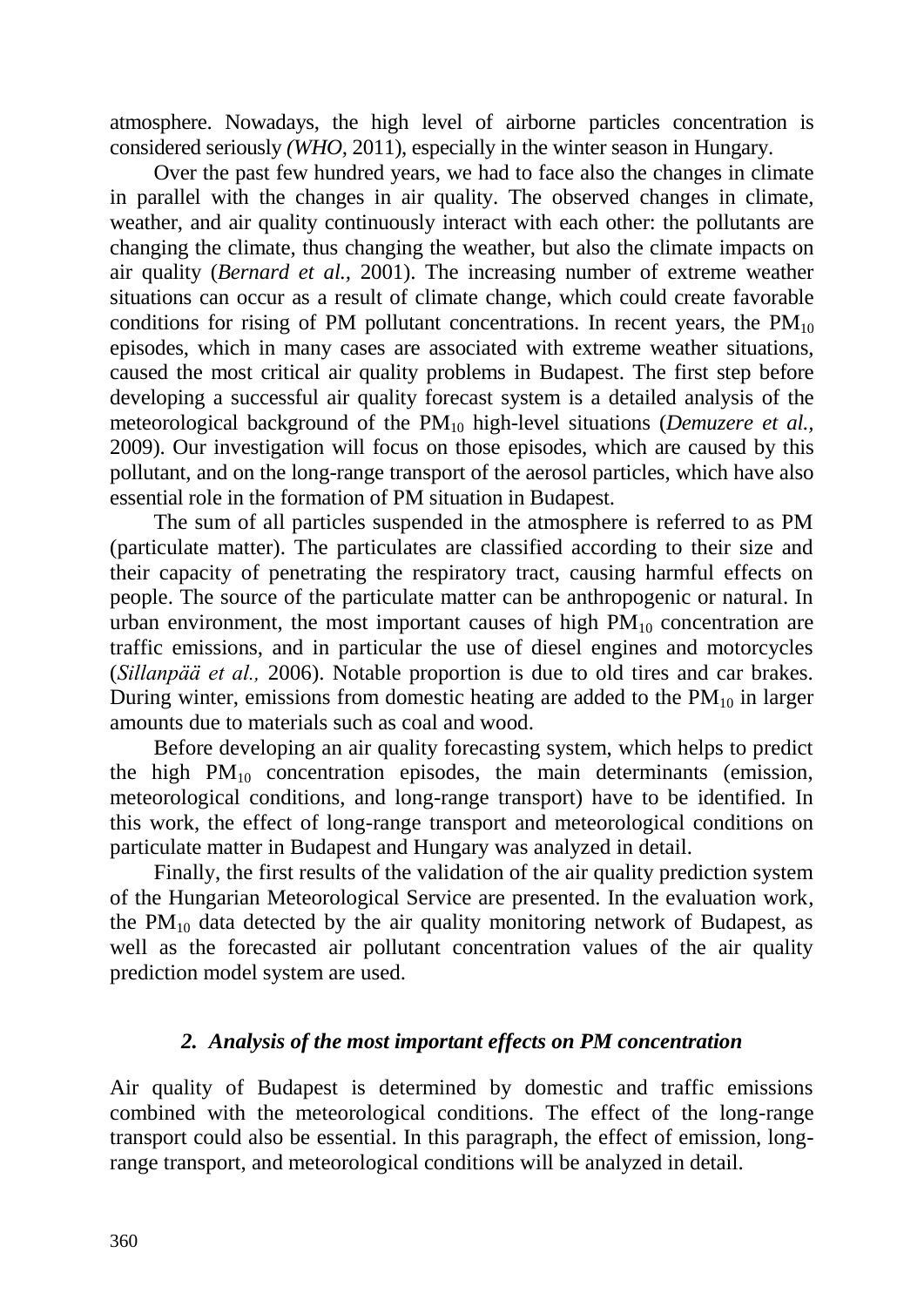atmosphere. Nowadays, the high level of airborne particles concentration is considered seriously *(WHO,* 2011), especially in the winter season in Hungary.

Over the past few hundred years, we had to face also the changes in climate in parallel with the changes in air quality. The observed changes in climate, weather, and air quality continuously interact with each other: the pollutants are changing the climate, thus changing the weather, but also the climate impacts on air quality (*Bernard et al.,* 2001). The increasing number of extreme weather situations can occur as a result of climate change, which could create favorable conditions for rising of PM pollutant concentrations. In recent years, the $PM_{10}$ episodes, which in many cases are associated with extreme weather situations, caused the most critical air quality problems in Budapest. The first step before developing a successful air quality forecast system is a detailed analysis of the meteorological background of the $PM_{10}$ high-level situations (*Demuzere et al.,* 2009). Our investigation will focus on those episodes, which are caused by this pollutant, and on the long-range transport of the aerosol particles, which have also essential role in the formation of PM situation in Budapest.

The sum of all particles suspended in the atmosphere is referred to as PM (particulate matter). The particulates are classified according to their size and their capacity of penetrating the respiratory tract, causing harmful effects on people. The source of the particulate matter can be anthropogenic or natural. In urban environment, the most important causes of high $PM_{10}$ concentration are traffic emissions, and in particular the use of diesel engines and motorcycles (*Sillanpää et al.,* 2006). Notable proportion is due to old tires and car brakes. During winter, emissions from domestic heating are added to the $PM_{10}$ in larger amounts due to materials such as coal and wood.

Before developing an air quality forecasting system, which helps to predict the high $PM_{10}$ concentration episodes, the main determinants (emission, meteorological conditions, and long-range transport) have to be identified. In this work, the effect of long-range transport and meteorological conditions on particulate matter in Budapest and Hungary was analyzed in detail.

Finally, the first results of the validation of the air quality prediction system of the Hungarian Meteorological Service are presented. In the evaluation work, the $PM_{10}$ data detected by the air quality monitoring network of Budapest, as well as the forecasted air pollutant concentration values of the air quality prediction model system are used.

## *2. Analysis of the most important effects on PM concentration*

Air quality of Budapest is determined by domestic and traffic emissions combined with the meteorological conditions. The effect of the long-range transport could also be essential. In this paragraph, the effect of emission, long-range transport, and meteorological conditions will be analyzed in detail.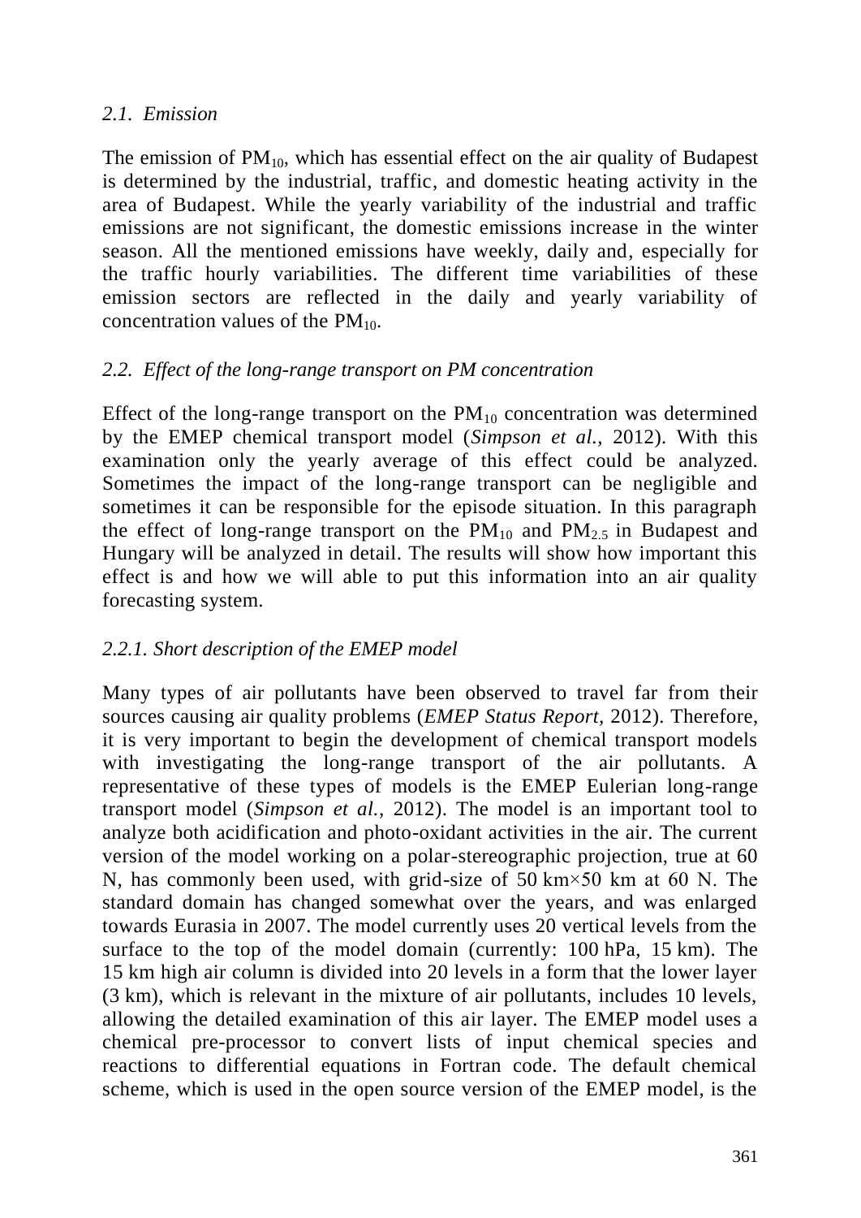### *2.1. Emission*

The emission of $PM_{10}$, which has essential effect on the air quality of Budapest is determined by the industrial, traffic, and domestic heating activity in the area of Budapest. While the yearly variability of the industrial and traffic emissions are not significant, the domestic emissions increase in the winter season. All the mentioned emissions have weekly, daily and, especially for the traffic hourly variabilities. The different time variabilities of these emission sectors are reflected in the daily and yearly variability of concentration values of the $PM_{10}$.

### *2.2. Effect of the long-range transport on PM concentration*

Effect of the long-range transport on the $PM_{10}$ concentration was determined by the EMEP chemical transport model (*Simpson et al.*, 2012). With this examination only the yearly average of this effect could be analyzed. Sometimes the impact of the long-range transport can be negligible and sometimes it can be responsible for the episode situation. In this paragraph the effect of long-range transport on the $PM_{10}$ and $PM_{2.5}$ in Budapest and Hungary will be analyzed in detail. The results will show how important this effect is and how we will able to put this information into an air quality forecasting system.

#### *2.2.1. Short description of the EMEP model*

Many types of air pollutants have been observed to travel far from their sources causing air quality problems (*EMEP Status Report*, 2012). Therefore, it is very important to begin the development of chemical transport models with investigating the long-range transport of the air pollutants. A representative of these types of models is the EMEP Eulerian long-range transport model (*Simpson et al.*, 2012). The model is an important tool to analyze both acidification and photo-oxidant activities in the air. The current version of the model working on a polar-stereographic projection, true at 60 N, has commonly been used, with grid-size of 50 km×50 km at 60 N. The standard domain has changed somewhat over the years, and was enlarged towards Eurasia in 2007. The model currently uses 20 vertical levels from the surface to the top of the model domain (currently: 100 hPa, 15 km). The 15 km high air column is divided into 20 levels in a form that the lower layer (3 km), which is relevant in the mixture of air pollutants, includes 10 levels, allowing the detailed examination of this air layer. The EMEP model uses a chemical pre-processor to convert lists of input chemical species and reactions to differential equations in Fortran code. The default chemical scheme, which is used in the open source version of the EMEP model, is the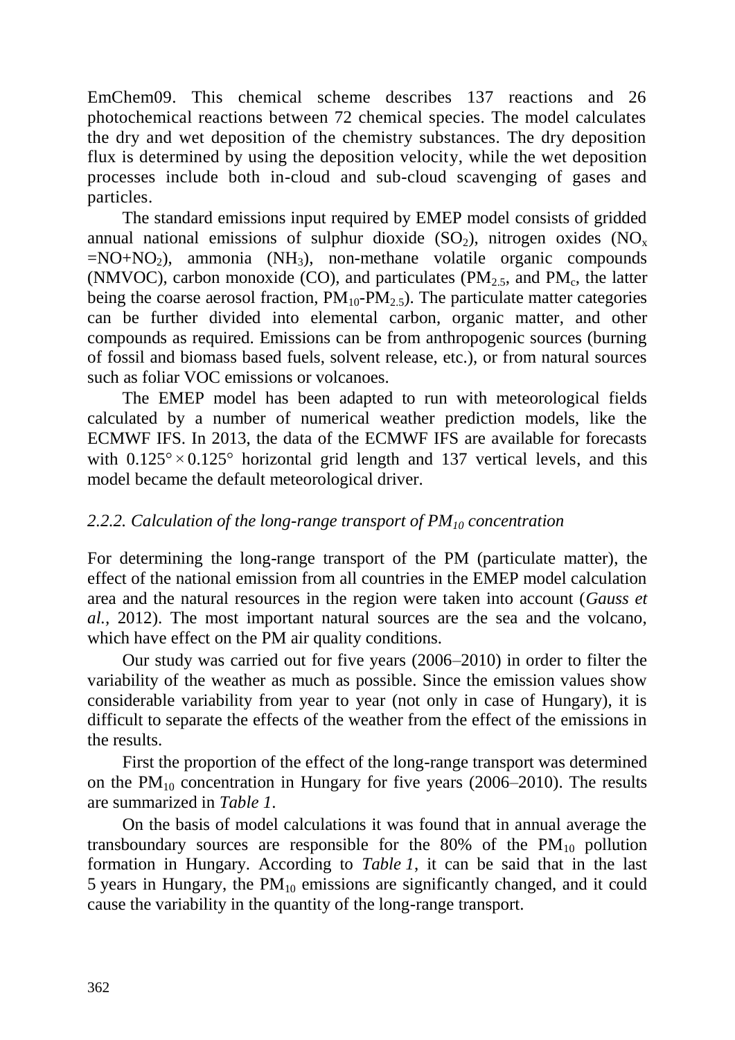EmChem09. This chemical scheme describes 137 reactions and 26 photochemical reactions between 72 chemical species. The model calculates the dry and wet deposition of the chemistry substances. The dry deposition flux is determined by using the deposition velocity, while the wet deposition processes include both in-cloud and sub-cloud scavenging of gases and particles.

The standard emissions input required by EMEP model consists of gridded annual national emissions of sulphur dioxide ($SO_2$), nitrogen oxides ($NO_x$ $=NO+NO_2$), ammonia ($NH_3$), non-methane volatile organic compounds (NMVOC), carbon monoxide (CO), and particulates ($PM_{2.5}$, and $PM_c$, the latter being the coarse aerosol fraction, $PM_{10}$-$PM_{2.5}$). The particulate matter categories can be further divided into elemental carbon, organic matter, and other compounds as required. Emissions can be from anthropogenic sources (burning of fossil and biomass based fuels, solvent release, etc.), or from natural sources such as foliar VOC emissions or volcanoes.

The EMEP model has been adapted to run with meteorological fields calculated by a number of numerical weather prediction models, like the ECMWF IFS. In 2013, the data of the ECMWF IFS are available for forecasts with $0.125° \times 0.125°$ horizontal grid length and 137 vertical levels, and this model became the default meteorological driver.

### *2.2.2. Calculation of the long-range transport of $PM_{10}$ concentration*

For determining the long-range transport of the PM (particulate matter), the effect of the national emission from all countries in the EMEP model calculation area and the natural resources in the region were taken into account (*Gauss et al.*, 2012). The most important natural sources are the sea and the volcano, which have effect on the PM air quality conditions.

Our study was carried out for five years (2006–2010) in order to filter the variability of the weather as much as possible. Since the emission values show considerable variability from year to year (not only in case of Hungary), it is difficult to separate the effects of the weather from the effect of the emissions in the results.

First the proportion of the effect of the long-range transport was determined on the $PM_{10}$ concentration in Hungary for five years (2006–2010). The results are summarized in *Table 1*.

On the basis of model calculations it was found that in annual average the transboundary sources are responsible for the 80% of the $PM_{10}$ pollution formation in Hungary. According to *Table 1*, it can be said that in the last 5 years in Hungary, the $PM_{10}$ emissions are significantly changed, and it could cause the variability in the quantity of the long-range transport.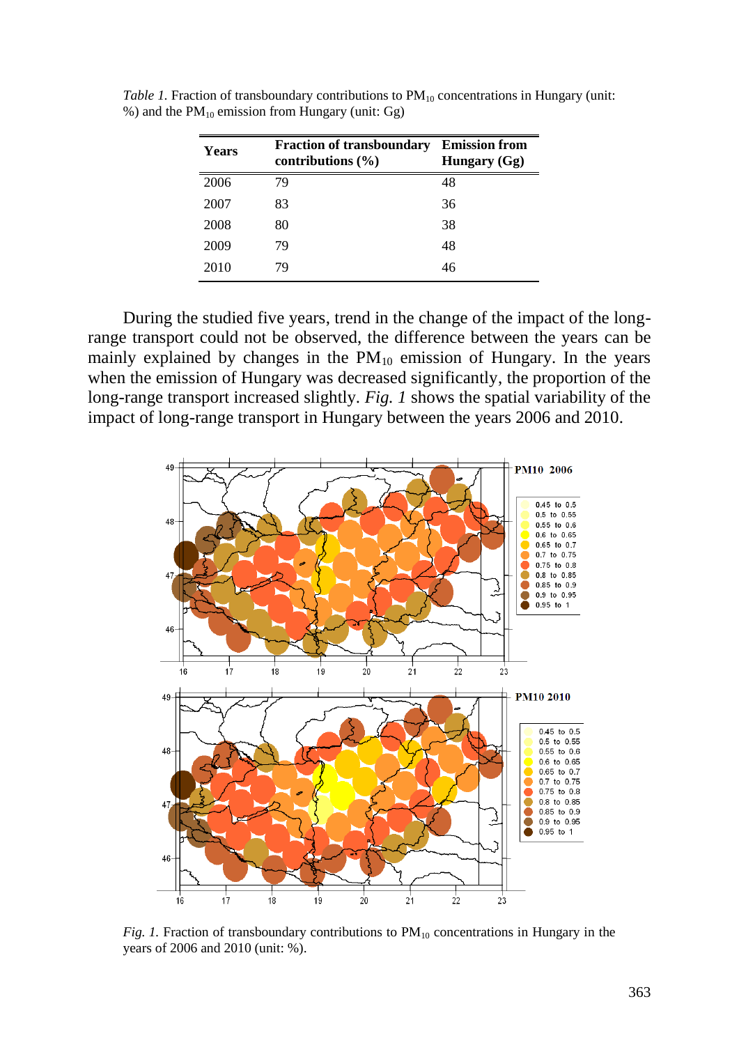*Table 1.* Fraction of transboundary contributions to $PM_{10}$ concentrations in Hungary (unit: %) and the $PM_{10}$ emission from Hungary (unit: Gg)

| Years | Fraction of transboundary contributions (%) | Emission from Hungary (Gg) |
|---|---|---|
| 2006 | 79 | 48 |
| 2007 | 83 | 36 |
| 2008 | 80 | 38 |
| 2009 | 79 | 48 |
| 2010 | 79 | 46 |

During the studied five years, trend in the change of the impact of the long-range transport could not be observed, the difference between the years can be mainly explained by changes in the $PM_{10}$ emission of Hungary. In the years when the emission of Hungary was decreased significantly, the proportion of the long-range transport increased slightly. *Fig. 1* shows the spatial variability of the impact of long-range transport in Hungary between the years 2006 and 2010.

*Fig. 1.* Fraction of transboundary contributions to $PM_{10}$ concentrations in Hungary in the years of 2006 and 2010 (unit: %).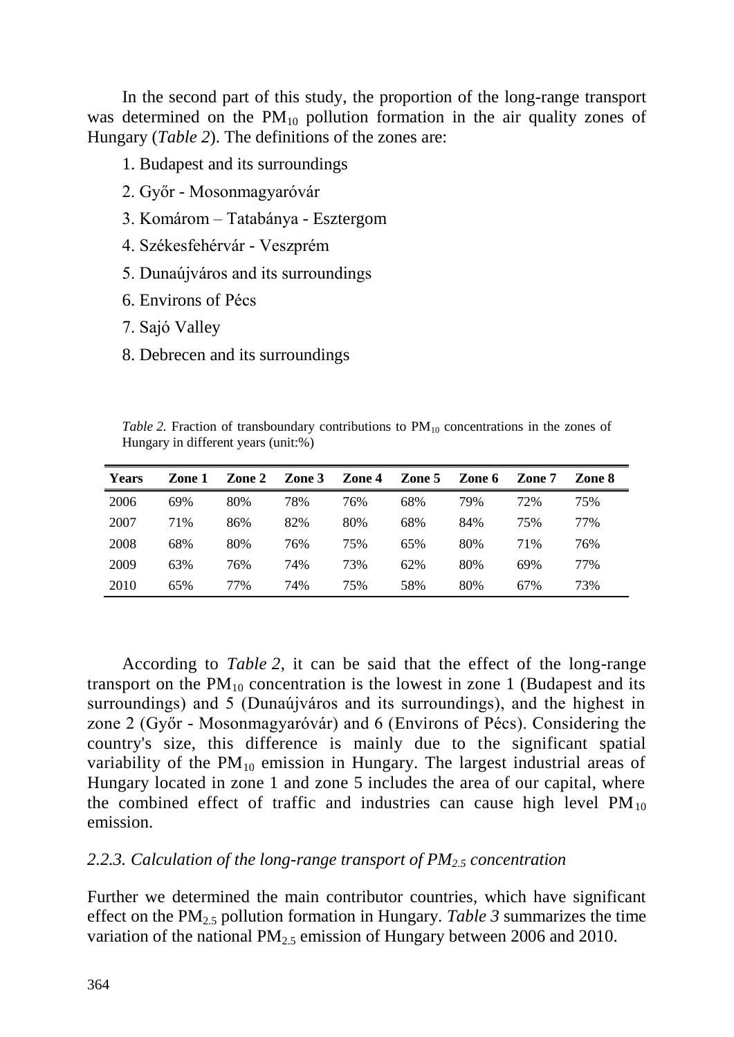In the second part of this study, the proportion of the long-range transport was determined on the $PM_{10}$ pollution formation in the air quality zones of Hungary (*Table 2*). The definitions of the zones are:

1. Budapest and its surroundings
2. Győr - Mosonmagyaróvár
3. Komárom – Tatabánya - Esztergom
4. Székesfehérvár - Veszprém
5. Dunaújváros and its surroundings
6. Environs of Pécs
7. Sajó Valley
8. Debrecen and its surroundings

*Table 2.* Fraction of transboundary contributions to $PM_{10}$ concentrations in the zones of Hungary in different years (unit:%)

| Years | Zone 1 | Zone 2 | Zone 3 | Zone 4 | Zone 5 | Zone 6 | Zone 7 | Zone 8 |
|---|---|---|---|---|---|---|---|---|
| 2006 | 69% | 80% | 78% | 76% | 68% | 79% | 72% | 75% |
| 2007 | 71% | 86% | 82% | 80% | 68% | 84% | 75% | 77% |
| 2008 | 68% | 80% | 76% | 75% | 65% | 80% | 71% | 76% |
| 2009 | 63% | 76% | 74% | 73% | 62% | 80% | 69% | 77% |
| 2010 | 65% | 77% | 74% | 75% | 58% | 80% | 67% | 73% |

According to *Table 2*, it can be said that the effect of the long-range transport on the $PM_{10}$ concentration is the lowest in zone 1 (Budapest and its surroundings) and 5 (Dunaújváros and its surroundings), and the highest in zone 2 (Győr - Mosonmagyaróvár) and 6 (Environs of Pécs). Considering the country's size, this difference is mainly due to the significant spatial variability of the $PM_{10}$ emission in Hungary. The largest industrial areas of Hungary located in zone 1 and zone 5 includes the area of our capital, where the combined effect of traffic and industries can cause high level $PM_{10}$ emission.

### *2.2.3. Calculation of the long-range transport of $PM_{2.5}$ concentration*

Further we determined the main contributor countries, which have significant effect on the $PM_{2.5}$ pollution formation in Hungary. *Table 3* summarizes the time variation of the national $PM_{2.5}$ emission of Hungary between 2006 and 2010.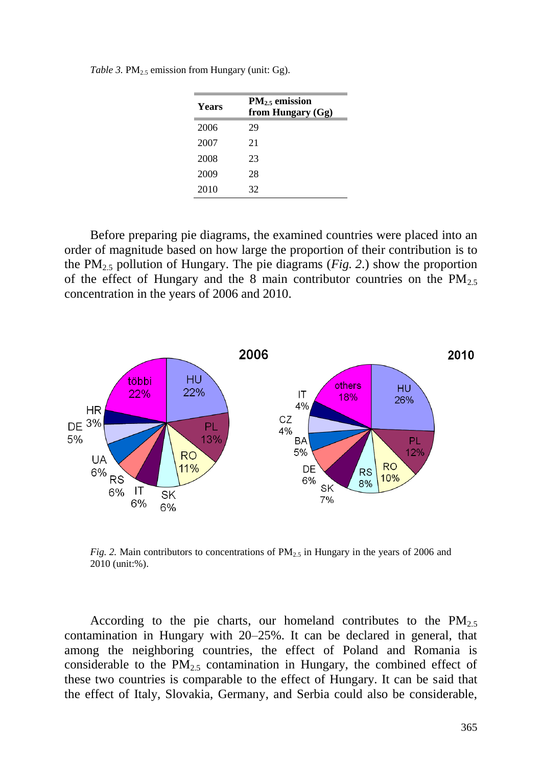*Table 3.* $PM_{2.5}$ emission from Hungary (unit: Gg).

| Years | $PM_{2.5}$ emission from Hungary (Gg) |
|---|---|
| 2006 | 29 |
| 2007 | 21 |
| 2008 | 23 |
| 2009 | 28 |
| 2010 | 32 |

Before preparing pie diagrams, the examined countries were placed into an order of magnitude based on how large the proportion of their contribution is to the $PM_{2.5}$ pollution of Hungary. The pie diagrams (*Fig. 2.*) show the proportion of the effect of Hungary and the 8 main contributor countries on the $PM_{2.5}$ concentration in the years of 2006 and 2010.

*Fig. 2.* Main contributors to concentrations of $PM_{2.5}$ in Hungary in the years of 2006 and 2010 (unit:%).

According to the pie charts, our homeland contributes to the $PM_{2.5}$ contamination in Hungary with 20–25%. It can be declared in general, that among the neighboring countries, the effect of Poland and Romania is considerable to the $PM_{2.5}$ contamination in Hungary, the combined effect of these two countries is comparable to the effect of Hungary. It can be said that the effect of Italy, Slovakia, Germany, and Serbia could also be considerable,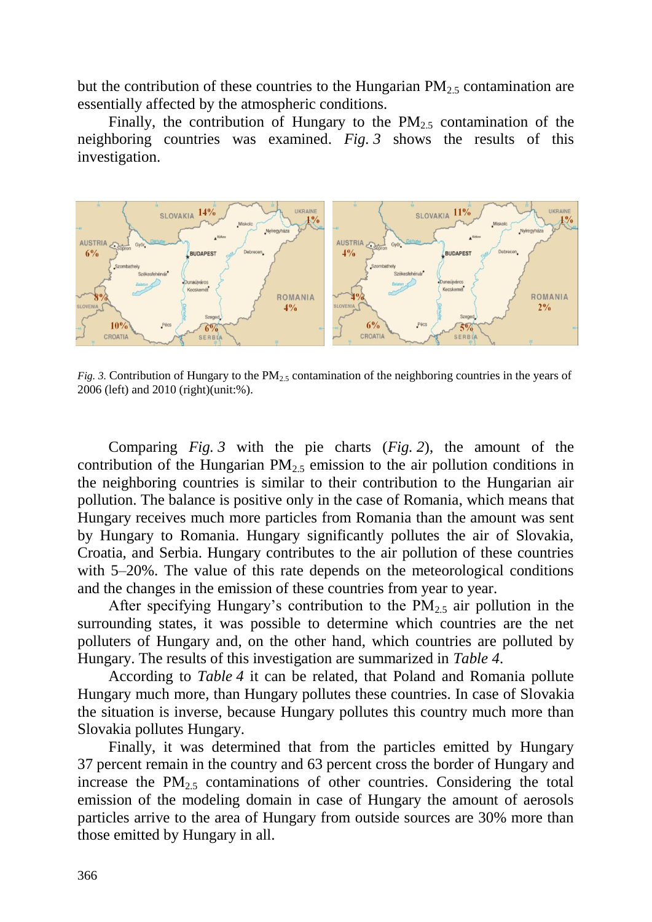but the contribution of these countries to the Hungarian $PM_{2.5}$ contamination are essentially affected by the atmospheric conditions.

Finally, the contribution of Hungary to the $PM_{2.5}$ contamination of the neighboring countries was examined. *Fig. 3* shows the results of this investigation.

*Fig. 3.* Contribution of Hungary to the $PM_{2.5}$ contamination of the neighboring countries in the years of 2006 (left) and 2010 (right)(unit:%).

Comparing *Fig. 3* with the pie charts (*Fig. 2*), the amount of the contribution of the Hungarian $PM_{2.5}$ emission to the air pollution conditions in the neighboring countries is similar to their contribution to the Hungarian air pollution. The balance is positive only in the case of Romania, which means that Hungary receives much more particles from Romania than the amount was sent by Hungary to Romania. Hungary significantly pollutes the air of Slovakia, Croatia, and Serbia. Hungary contributes to the air pollution of these countries with 5–20%. The value of this rate depends on the meteorological conditions and the changes in the emission of these countries from year to year.

After specifying Hungary's contribution to the $PM_{2.5}$ air pollution in the surrounding states, it was possible to determine which countries are the net polluters of Hungary and, on the other hand, which countries are polluted by Hungary. The results of this investigation are summarized in *Table 4*.

According to *Table 4* it can be related, that Poland and Romania pollute Hungary much more, than Hungary pollutes these countries. In case of Slovakia the situation is inverse, because Hungary pollutes this country much more than Slovakia pollutes Hungary.

Finally, it was determined that from the particles emitted by Hungary 37 percent remain in the country and 63 percent cross the border of Hungary and increase the $PM_{2.5}$ contaminations of other countries. Considering the total emission of the modeling domain in case of Hungary the amount of aerosols particles arrive to the area of Hungary from outside sources are 30% more than those emitted by Hungary in all.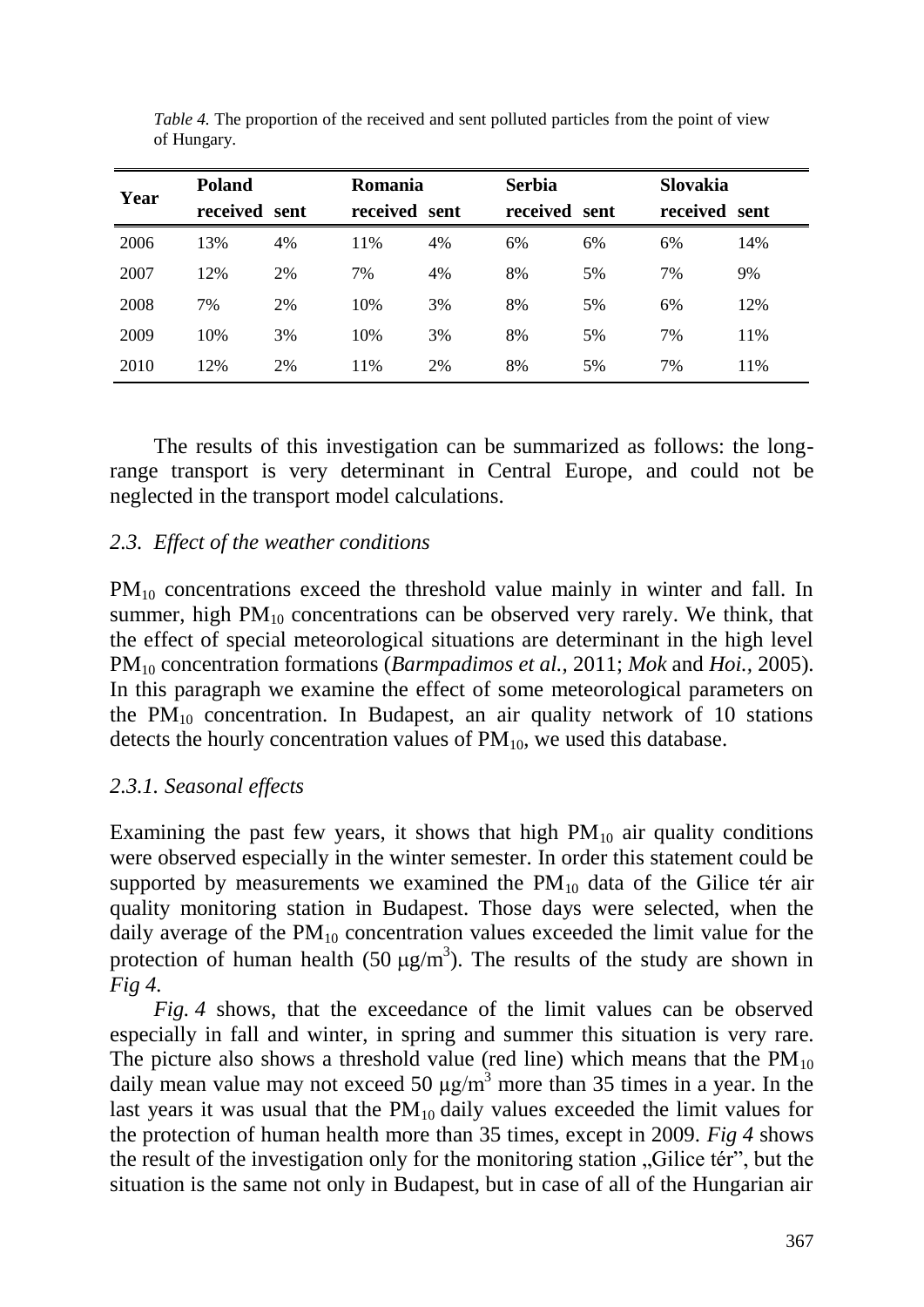*Table 4.* The proportion of the received and sent polluted particles from the point of view of Hungary.

| Year | Poland | | Romania | | Serbia | | Slovakia | |
|---|---|---|---|---|---|---|---|---|
| | **received** | **sent** | **received** | **sent** | **received** | **sent** | **received** | **sent** |
| 2006 | 13% | 4% | 11% | 4% | 6% | 6% | 6% | 14% |
| 2007 | 12% | 2% | 7% | 4% | 8% | 5% | 7% | 9% |
| 2008 | 7% | 2% | 10% | 3% | 8% | 5% | 6% | 12% |
| 2009 | 10% | 3% | 10% | 3% | 8% | 5% | 7% | 11% |
| 2010 | 12% | 2% | 11% | 2% | 8% | 5% | 7% | 11% |

The results of this investigation can be summarized as follows: the long-range transport is very determinant in Central Europe, and could not be neglected in the transport model calculations.

### *2.3. Effect of the weather conditions*

$PM_{10}$ concentrations exceed the threshold value mainly in winter and fall. In summer, high $PM_{10}$ concentrations can be observed very rarely. We think, that the effect of special meteorological situations are determinant in the high level $PM_{10}$ concentration formations (*Barmpadimos et al.,* 2011; *Mok* and *Hoi.,* 2005). In this paragraph we examine the effect of some meteorological parameters on the $PM_{10}$ concentration. In Budapest, an air quality network of 10 stations detects the hourly concentration values of $PM_{10}$, we used this database.

#### *2.3.1. Seasonal effects*

Examining the past few years, it shows that high $PM_{10}$ air quality conditions were observed especially in the winter semester. In order this statement could be supported by measurements we examined the $PM_{10}$ data of the Gilice tér air quality monitoring station in Budapest. Those days were selected, when the daily average of the $PM_{10}$ concentration values exceeded the limit value for the protection of human health (50 $\mu g/m^3$). The results of the study are shown in *Fig 4.*

*Fig. 4* shows, that the exceedance of the limit values can be observed especially in fall and winter, in spring and summer this situation is very rare. The picture also shows a threshold value (red line) which means that the $PM_{10}$ daily mean value may not exceed 50 $\mu g/m^3$ more than 35 times in a year. In the last years it was usual that the $PM_{10}$ daily values exceeded the limit values for the protection of human health more than 35 times, except in 2009. *Fig 4* shows the result of the investigation only for the monitoring station „Gilice tér", but the situation is the same not only in Budapest, but in case of all of the Hungarian air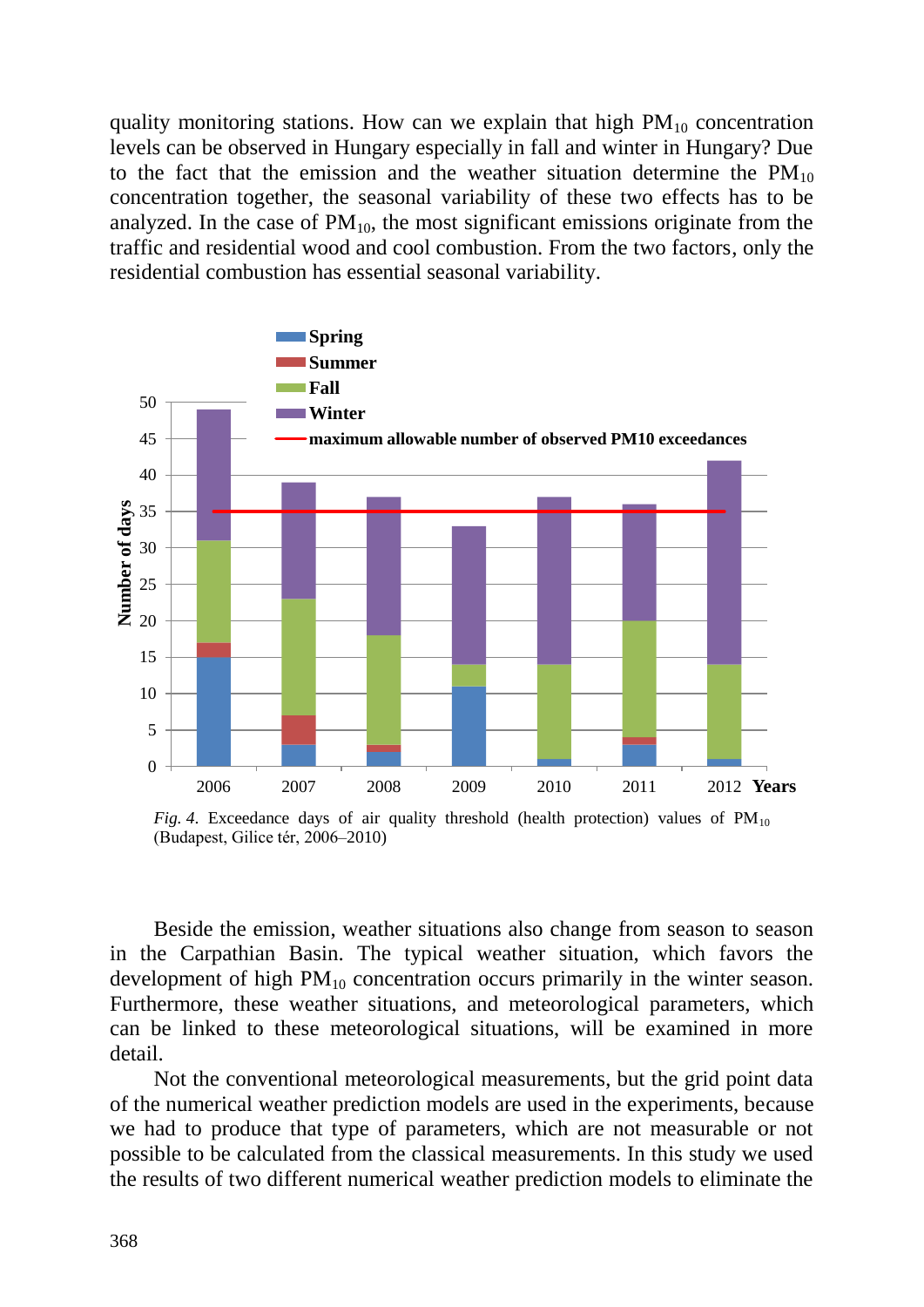quality monitoring stations. How can we explain that high $PM_{10}$ concentration levels can be observed in Hungary especially in fall and winter in Hungary? Due to the fact that the emission and the weather situation determine the $PM_{10}$ concentration together, the seasonal variability of these two effects has to be analyzed. In the case of $PM_{10}$, the most significant emissions originate from the traffic and residential wood and cool combustion. From the two factors, only the residential combustion has essential seasonal variability.

*Fig. 4.* Exceedance days of air quality threshold (health protection) values of $PM_{10}$ (Budapest, Gilice tér, 2006–2010)

Beside the emission, weather situations also change from season to season in the Carpathian Basin. The typical weather situation, which favors the development of high $PM_{10}$ concentration occurs primarily in the winter season. Furthermore, these weather situations, and meteorological parameters, which can be linked to these meteorological situations, will be examined in more detail.

Not the conventional meteorological measurements, but the grid point data of the numerical weather prediction models are used in the experiments, because we had to produce that type of parameters, which are not measurable or not possible to be calculated from the classical measurements. In this study we used the results of two different numerical weather prediction models to eliminate the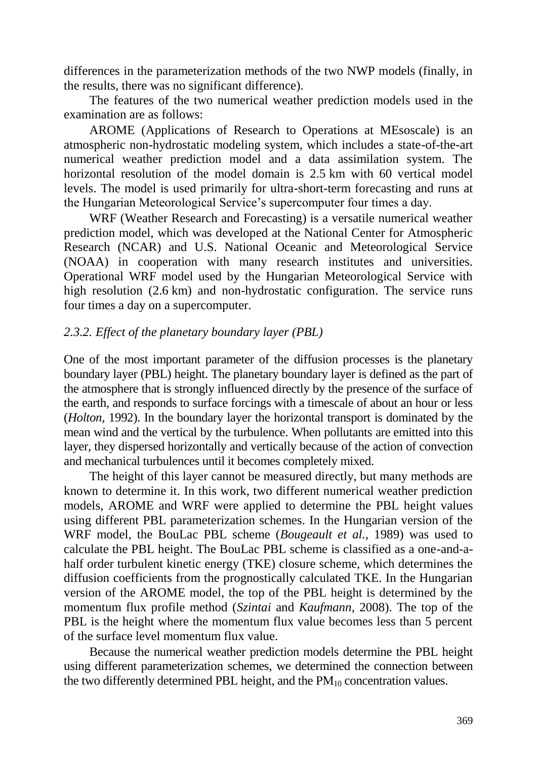differences in the parameterization methods of the two NWP models (finally, in the results, there was no significant difference).

The features of the two numerical weather prediction models used in the examination are as follows:

AROME (Applications of Research to Operations at MEsoscale) is an atmospheric non-hydrostatic modeling system, which includes a state-of-the-art numerical weather prediction model and a data assimilation system. The horizontal resolution of the model domain is 2.5 km with 60 vertical model levels. The model is used primarily for ultra-short-term forecasting and runs at the Hungarian Meteorological Service's supercomputer four times a day.

WRF (Weather Research and Forecasting) is a versatile numerical weather prediction model, which was developed at the National Center for Atmospheric Research (NCAR) and U.S. National Oceanic and Meteorological Service (NOAA) in cooperation with many research institutes and universities. Operational WRF model used by the Hungarian Meteorological Service with high resolution (2.6 km) and non-hydrostatic configuration. The service runs four times a day on a supercomputer.

### *2.3.2. Effect of the planetary boundary layer (PBL)*

One of the most important parameter of the diffusion processes is the planetary boundary layer (PBL) height. The planetary boundary layer is defined as the part of the atmosphere that is strongly influenced directly by the presence of the surface of the earth, and responds to surface forcings with a timescale of about an hour or less (*Holton*, 1992). In the boundary layer the horizontal transport is dominated by the mean wind and the vertical by the turbulence. When pollutants are emitted into this layer, they dispersed horizontally and vertically because of the action of convection and mechanical turbulences until it becomes completely mixed.

The height of this layer cannot be measured directly, but many methods are known to determine it. In this work, two different numerical weather prediction models, AROME and WRF were applied to determine the PBL height values using different PBL parameterization schemes. In the Hungarian version of the WRF model, the BouLac PBL scheme (*Bougeault et al.*, 1989) was used to calculate the PBL height. The BouLac PBL scheme is classified as a one-and-a-half order turbulent kinetic energy (TKE) closure scheme, which determines the diffusion coefficients from the prognostically calculated TKE. In the Hungarian version of the AROME model, the top of the PBL height is determined by the momentum flux profile method (*Szintai* and *Kaufmann*, 2008). The top of the PBL is the height where the momentum flux value becomes less than 5 percent of the surface level momentum flux value.

Because the numerical weather prediction models determine the PBL height using different parameterization schemes, we determined the connection between the two differently determined PBL height, and the $PM_{10}$ concentration values.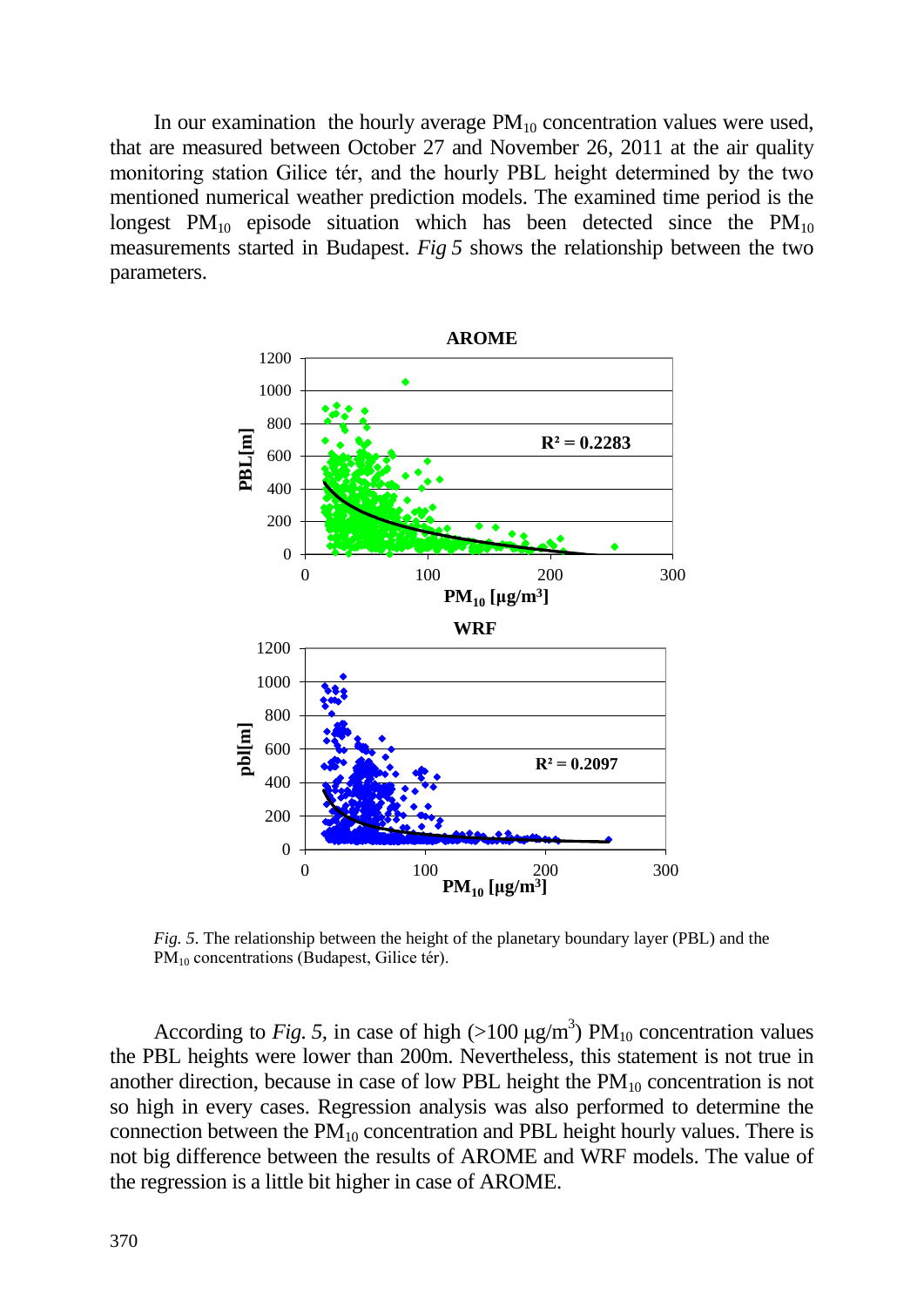In our examination the hourly average $PM_{10}$ concentration values were used, that are measured between October 27 and November 26, 2011 at the air quality monitoring station Gilice tér, and the hourly PBL height determined by the two mentioned numerical weather prediction models. The examined time period is the longest $PM_{10}$ episode situation which has been detected since the $PM_{10}$ measurements started in Budapest. *Fig 5* shows the relationship between the two parameters.

*Fig. 5*. The relationship between the height of the planetary boundary layer (PBL) and the $PM_{10}$ concentrations (Budapest, Gilice tér).

According to *Fig. 5*, in case of high (>100 μg/m$^3$) $PM_{10}$ concentration values the PBL heights were lower than 200m. Nevertheless, this statement is not true in another direction, because in case of low PBL height the $PM_{10}$ concentration is not so high in every cases. Regression analysis was also performed to determine the connection between the $PM_{10}$ concentration and PBL height hourly values. There is not big difference between the results of AROME and WRF models. The value of the regression is a little bit higher in case of AROME.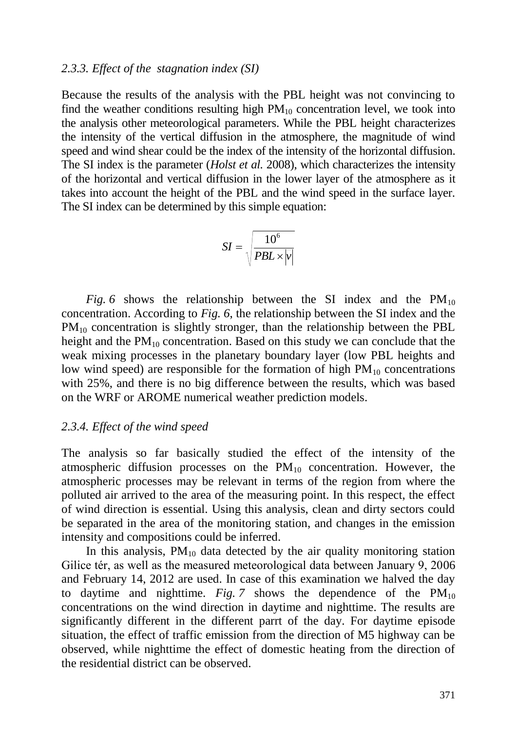### 2.3.3. *Effect of the stagnation index (SI)*

Because the results of the analysis with the PBL height was not convincing to find the weather conditions resulting high $PM_{10}$ concentration level, we took into the analysis other meteorological parameters. While the PBL height characterizes the intensity of the vertical diffusion in the atmosphere, the magnitude of wind speed and wind shear could be the index of the intensity of the horizontal diffusion. The SI index is the parameter (*Holst et al.* 2008), which characterizes the intensity of the horizontal and vertical diffusion in the lower layer of the atmosphere as it takes into account the height of the PBL and the wind speed in the surface layer. The SI index can be determined by this simple equation:

$$SI = \sqrt{\frac{10^6}{PBL \times |v|}}$$

*Fig. 6* shows the relationship between the SI index and the $PM_{10}$ concentration. According to *Fig. 6*, the relationship between the SI index and the $PM_{10}$ concentration is slightly stronger, than the relationship between the PBL height and the $PM_{10}$ concentration. Based on this study we can conclude that the weak mixing processes in the planetary boundary layer (low PBL heights and low wind speed) are responsible for the formation of high $PM_{10}$ concentrations with 25%, and there is no big difference between the results, which was based on the WRF or AROME numerical weather prediction models.

### 2.3.4. *Effect of the wind speed*

The analysis so far basically studied the effect of the intensity of the atmospheric diffusion processes on the $PM_{10}$ concentration. However, the atmospheric processes may be relevant in terms of the region from where the polluted air arrived to the area of the measuring point. In this respect, the effect of wind direction is essential. Using this analysis, clean and dirty sectors could be separated in the area of the monitoring station, and changes in the emission intensity and compositions could be inferred.

In this analysis, $PM_{10}$ data detected by the air quality monitoring station Gilice tér, as well as the measured meteorological data between January 9, 2006 and February 14, 2012 are used. In case of this examination we halved the day to daytime and nighttime. *Fig. 7* shows the dependence of the $PM_{10}$ concentrations on the wind direction in daytime and nighttime. The results are significantly different in the different parrt of the day. For daytime episode situation, the effect of traffic emission from the direction of M5 highway can be observed, while nighttime the effect of domestic heating from the direction of the residential district can be observed.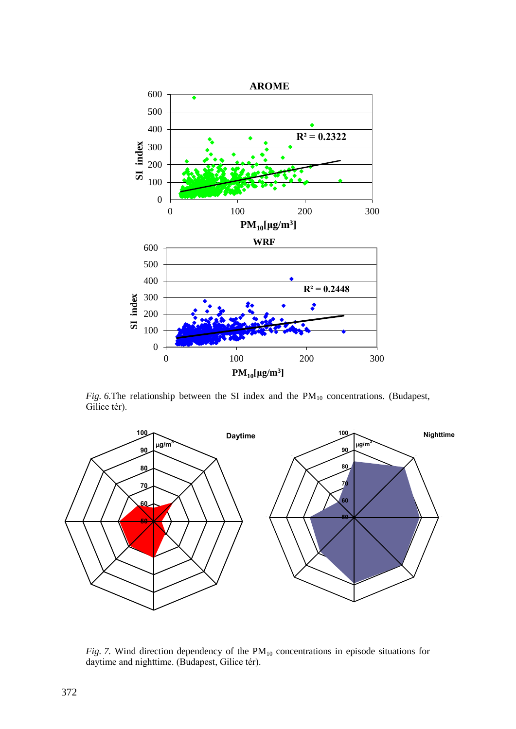*Fig. 6.*The relationship between the SI index and the $PM_{10}$ concentrations. (Budapest, Gilice tér).

*Fig. 7.* Wind direction dependency of the $PM_{10}$ concentrations in episode situations for daytime and nighttime. (Budapest, Gilice tér).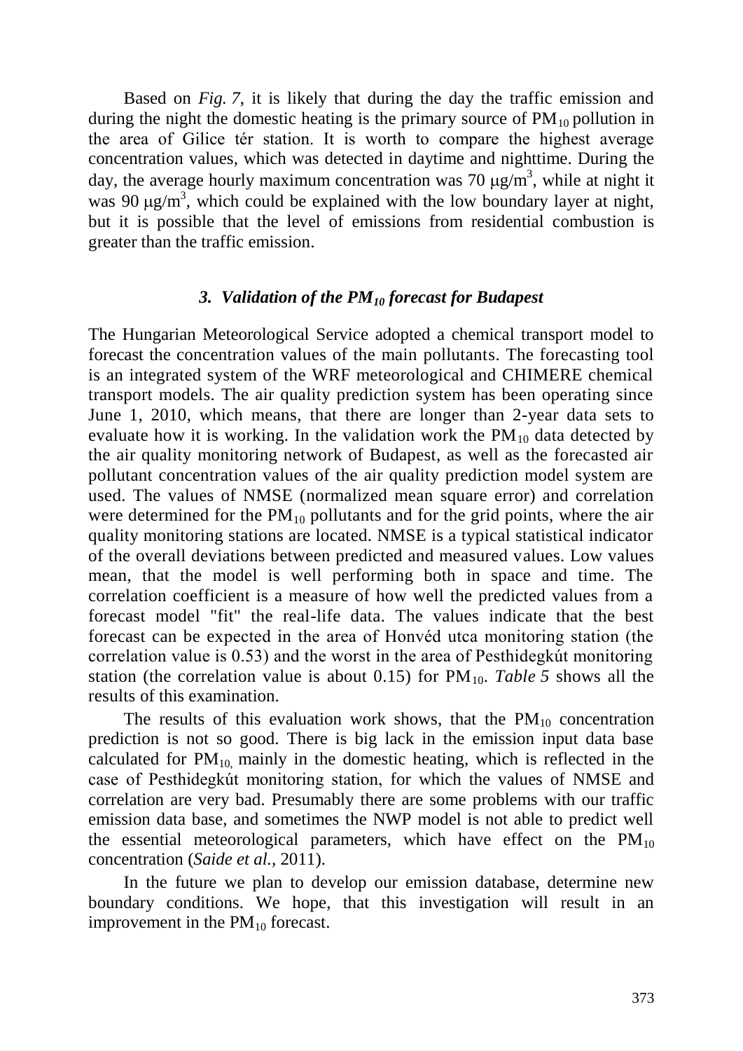Based on *Fig. 7*, it is likely that during the day the traffic emission and during the night the domestic heating is the primary source of $PM_{10}$ pollution in the area of Gilice tér station. It is worth to compare the highest average concentration values, which was detected in daytime and nighttime. During the day, the average hourly maximum concentration was 70 $\mu g/m^3$, while at night it was 90 $\mu g/m^3$, which could be explained with the low boundary layer at night, but it is possible that the level of emissions from residential combustion is greater than the traffic emission.

### *3. Validation of the $PM_{10}$ forecast for Budapest*

The Hungarian Meteorological Service adopted a chemical transport model to forecast the concentration values of the main pollutants. The forecasting tool is an integrated system of the WRF meteorological and CHIMERE chemical transport models. The air quality prediction system has been operating since June 1, 2010, which means, that there are longer than 2-year data sets to evaluate how it is working. In the validation work the $PM_{10}$ data detected by the air quality monitoring network of Budapest, as well as the forecasted air pollutant concentration values of the air quality prediction model system are used. The values of NMSE (normalized mean square error) and correlation were determined for the $PM_{10}$ pollutants and for the grid points, where the air quality monitoring stations are located. NMSE is a typical statistical indicator of the overall deviations between predicted and measured values. Low values mean, that the model is well performing both in space and time. The correlation coefficient is a measure of how well the predicted values from a forecast model "fit" the real-life data. The values indicate that the best forecast can be expected in the area of Honvéd utca monitoring station (the correlation value is 0.53) and the worst in the area of Pesthidegkút monitoring station (the correlation value is about 0.15) for $PM_{10}$. *Table 5* shows all the results of this examination.

The results of this evaluation work shows, that the $PM_{10}$ concentration prediction is not so good. There is big lack in the emission input data base calculated for $PM_{10}$, mainly in the domestic heating, which is reflected in the case of Pesthidegkút monitoring station, for which the values of NMSE and correlation are very bad. Presumably there are some problems with our traffic emission data base, and sometimes the NWP model is not able to predict well the essential meteorological parameters, which have effect on the $PM_{10}$ concentration (*Saide et al.*, 2011).

In the future we plan to develop our emission database, determine new boundary conditions. We hope, that this investigation will result in an improvement in the $PM_{10}$ forecast.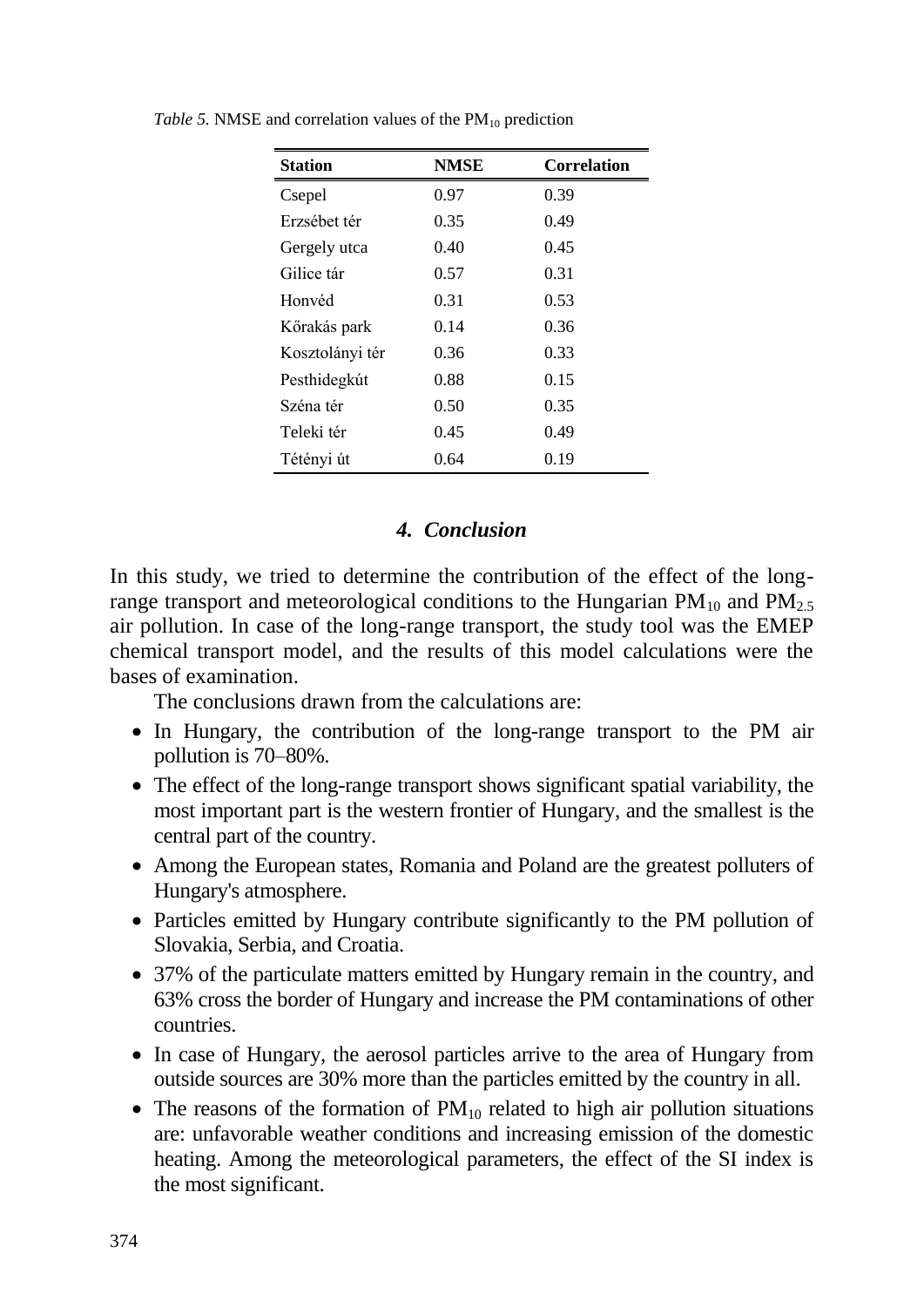*Table 5.* NMSE and correlation values of the $PM_{10}$ prediction

| Station | NMSE | Correlation |
|---|---|---|
| Csepel | 0.97 | 0.39 |
| Erzsébet tér | 0.35 | 0.49 |
| Gergely utca | 0.40 | 0.45 |
| Gilice tár | 0.57 | 0.31 |
| Honvéd | 0.31 | 0.53 |
| Kőrakás park | 0.14 | 0.36 |
| Kosztolányi tér | 0.36 | 0.33 |
| Pesthidegkút | 0.88 | 0.15 |
| Széna tér | 0.50 | 0.35 |
| Teleki tér | 0.45 | 0.49 |
| Tétényi út | 0.64 | 0.19 |

## *4. Conclusion*

In this study, we tried to determine the contribution of the effect of the long-range transport and meteorological conditions to the Hungarian $PM_{10}$ and $PM_{2.5}$ air pollution. In case of the long-range transport, the study tool was the EMEP chemical transport model, and the results of this model calculations were the bases of examination.

The conclusions drawn from the calculations are:

- In Hungary, the contribution of the long-range transport to the PM air pollution is 70–80%.
- The effect of the long-range transport shows significant spatial variability, the most important part is the western frontier of Hungary, and the smallest is the central part of the country.
- Among the European states, Romania and Poland are the greatest polluters of Hungary's atmosphere.
- Particles emitted by Hungary contribute significantly to the PM pollution of Slovakia, Serbia, and Croatia.
- 37% of the particulate matters emitted by Hungary remain in the country, and 63% cross the border of Hungary and increase the PM contaminations of other countries.
- In case of Hungary, the aerosol particles arrive to the area of Hungary from outside sources are 30% more than the particles emitted by the country in all.
- The reasons of the formation of $PM_{10}$ related to high air pollution situations are: unfavorable weather conditions and increasing emission of the domestic heating. Among the meteorological parameters, the effect of the SI index is the most significant.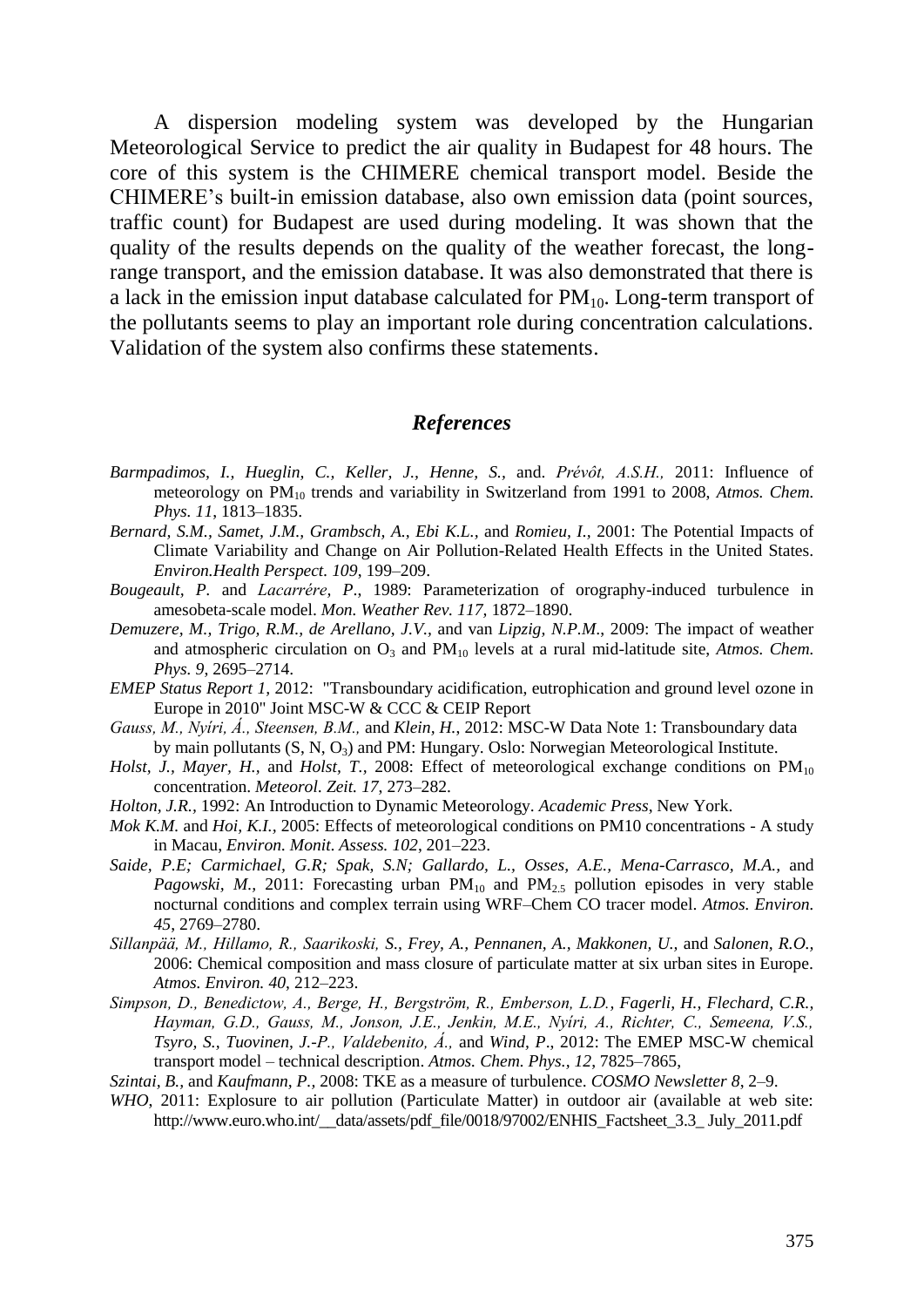A dispersion modeling system was developed by the Hungarian Meteorological Service to predict the air quality in Budapest for 48 hours. The core of this system is the CHIMERE chemical transport model. Beside the CHIMERE's built-in emission database, also own emission data (point sources, traffic count) for Budapest are used during modeling. It was shown that the quality of the results depends on the quality of the weather forecast, the long-range transport, and the emission database. It was also demonstrated that there is a lack in the emission input database calculated for $PM_{10}$. Long-term transport of the pollutants seems to play an important role during concentration calculations. Validation of the system also confirms these statements.

## *References*

*Barmpadimos, I., Hueglin, C., Keller, J., Henne, S.,* and. *Prévôt, A.S.H.,* 2011: Influence of meteorology on $PM_{10}$ trends and variability in Switzerland from 1991 to 2008, *Atmos. Chem. Phys. 11*, 1813–1835.

*Bernard, S.M., Samet, J.M., Grambsch, A., Ebi K.L.*, and *Romieu, I.*, 2001: The Potential Impacts of Climate Variability and Change on Air Pollution-Related Health Effects in the United States. *Environ.Health Perspect. 109*, 199–209.

*Bougeault, P.* and *Lacarrére, P.*, 1989: Parameterization of orography-induced turbulence in amesobeta-scale model. *Mon. Weather Rev. 117,* 1872–1890.

*Demuzere, M., Trigo, R.M., de Arellano, J.V.*, and van *Lipzig, N.P.M*., 2009: The impact of weather and atmospheric circulation on $O_3$ and $PM_{10}$ levels at a rural mid-latitude site, *Atmos. Chem. Phys. 9*, 2695–2714.

*EMEP Status Report 1*, 2012: "Transboundary acidification, eutrophication and ground level ozone in Europe in 2010" Joint MSC-W & CCC & CEIP Report

*Gauss, M., Nyíri, Á., Steensen, B.M.,* and *Klein, H.*, 2012: MSC-W Data Note 1: Transboundary data by main pollutants (S, N, $O_3$) and PM: Hungary. Oslo: Norwegian Meteorological Institute.

*Holst, J., Mayer, H.,* and *Holst, T.*, 2008: Effect of meteorological exchange conditions on $PM_{10}$ concentration. *Meteorol. Zeit. 17*, 273–282.

*Holton, J.R.*, 1992: An Introduction to Dynamic Meteorology. *Academic Press*, New York.

*Mok K.M.* and *Hoi, K.I.*, 2005: Effects of meteorological conditions on PM10 concentrations - A study in Macau, *Environ. Monit. Assess. 102*, 201–223.

*Saide, P.E; Carmichael, G.R; Spak, S.N; Gallardo, L., Osses, A.E., Mena-Carrasco, M.A.*, and *Pagowski, M.*, 2011: Forecasting urban $PM_{10}$ and $PM_{2.5}$ pollution episodes in very stable nocturnal conditions and complex terrain using WRF–Chem CO tracer model. *Atmos. Environ. 45*, 2769–2780.

*Sillanpää, M., Hillamo, R., Saarikoski, S., Frey, A., Pennanen, A., Makkonen, U.,* and *Salonen, R.O.,* 2006: Chemical composition and mass closure of particulate matter at six urban sites in Europe. *Atmos. Environ. 40*, 212–223.

*Simpson, D., Benedictow, A., Berge, H., Bergström, R., Emberson, L.D., Fagerli, H., Flechard, C.R., Hayman, G.D., Gauss, M., Jonson, J.E., Jenkin, M.E., Nyíri, A., Richter, C., Semeena, V.S., Tsyro, S., Tuovinen, J.-P., Valdebenito, Á.,* and *Wind, P*., 2012: The EMEP MSC-W chemical transport model – technical description. *Atmos. Chem. Phys., 12*, 7825–7865,

*Szintai, B.,* and *Kaufmann, P.,* 2008: TKE as a measure of turbulence. *COSMO Newsletter 8*, 2–9.

*WHO*, 2011: Explosure to air pollution (Particulate Matter) in outdoor air (available at web site: http://www.euro.who.int/__data/assets/pdf_file/0018/97002/ENHIS_Factsheet_3.3_ July_2011.pdf